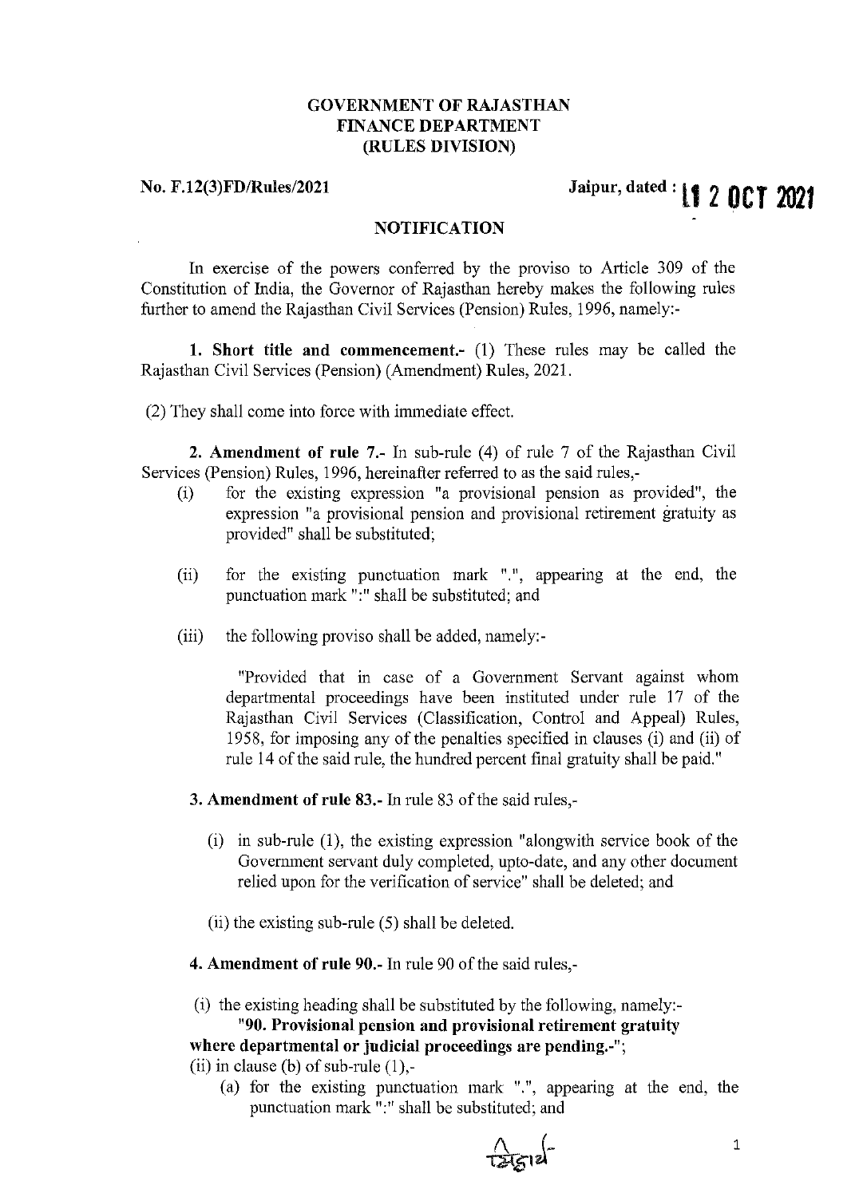**GOVERNMENT OF RAJASTHAN**
**FINANCE DEPARTMENT**
**(RULES DIVISION)**

**No. F.12(3)FD/Rules/2021** **Jaipur, dated : 12 OCT 2021**

**NOTIFICATION**

In exercise of the powers conferred by the proviso to Article 309 of the Constitution of India, the Governor of Rajasthan hereby makes the following rules further to amend the Rajasthan Civil Services (Pension) Rules, 1996, namely:-

**1. Short title and commencement.-** (1) These rules may be called the Rajasthan Civil Services (Pension) (Amendment) Rules, 2021.

(2) They shall come into force with immediate effect.

**2. Amendment of rule 7.-** In sub-rule (4) of rule 7 of the Rajasthan Civil Services (Pension) Rules, 1996, hereinafter referred to as the said rules,-

(i) for the existing expression "a provisional pension as provided", the expression "a provisional pension and provisional retirement gratuity as provided" shall be substituted;

(ii) for the existing punctuation mark ".", appearing at the end, the punctuation mark ":" shall be substituted; and

(iii) the following proviso shall be added, namely:-

"Provided that in case of a Government Servant against whom departmental proceedings have been instituted under rule 17 of the Rajasthan Civil Services (Classification, Control and Appeal) Rules, 1958, for imposing any of the penalties specified in clauses (i) and (ii) of rule 14 of the said rule, the hundred percent final gratuity shall be paid."

**3. Amendment of rule 83.-** In rule 83 of the said rules,-

(i) in sub-rule (1), the existing expression "alongwith service book of the Government servant duly completed, upto-date, and any other document relied upon for the verification of service" shall be deleted; and

(ii) the existing sub-rule (5) shall be deleted.

**4. Amendment of rule 90.-** In rule 90 of the said rules,-

(i) the existing heading shall be substituted by the following, namely:-

**"90. Provisional pension and provisional retirement gratuity where departmental or judicial proceedings are pending.-"**;

(ii) in clause (b) of sub-rule (1),-

(a) for the existing punctuation mark ".", appearing at the end, the punctuation mark ":" shall be substituted; and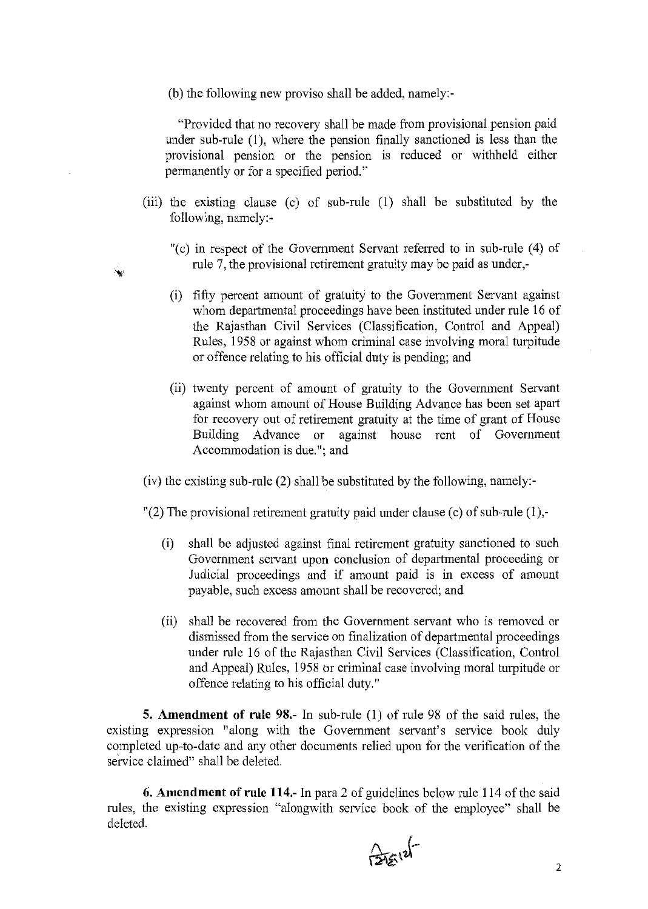(b) the following new proviso shall be added, namely:-

"Provided that no recovery shall be made from provisional pension paid under sub-rule (1), where the pension finally sanctioned is less than the provisional pension or the pension is reduced or withheld either permanently or for a specified period."

(iii) the existing clause (c) of sub-rule (1) shall be substituted by the following, namely:-

"(c) in respect of the Government Servant referred to in sub-rule (4) of rule 7, the provisional retirement gratuity may be paid as under,-

(i) fifty percent amount of gratuity to the Government Servant against whom departmental proceedings have been instituted under rule 16 of the Rajasthan Civil Services (Classification, Control and Appeal) Rules, 1958 or against whom criminal case involving moral turpitude or offence relating to his official duty is pending; and

(ii) twenty percent of amount of gratuity to the Government Servant against whom amount of House Building Advance has been set apart for recovery out of retirement gratuity at the time of grant of House Building Advance or against house rent of Government Accommodation is due."; and

(iv) the existing sub-rule (2) shall be substituted by the following, namely:-

"(2) The provisional retirement gratuity paid under clause (c) of sub-rule (1),-

(i) shall be adjusted against final retirement gratuity sanctioned to such Government servant upon conclusion of departmental proceeding or Judicial proceedings and if amount paid is in excess of amount payable, such excess amount shall be recovered; and

(ii) shall be recovered from the Government servant who is removed or dismissed from the service on finalization of departmental proceedings under rule 16 of the Rajasthan Civil Services (Classification, Control and Appeal) Rules, 1958 or criminal case involving moral turpitude or offence relating to his official duty."

**5. Amendment of rule 98.**- In sub-rule (1) of rule 98 of the said rules, the existing expression "along with the Government servant's service book duly completed up-to-date and any other documents relied upon for the verification of the service claimed" shall be deleted.

**6. Amendment of rule 114.**- In para 2 of guidelines below rule 114 of the said rules, the existing expression "alongwith service book of the employee" shall be deleted.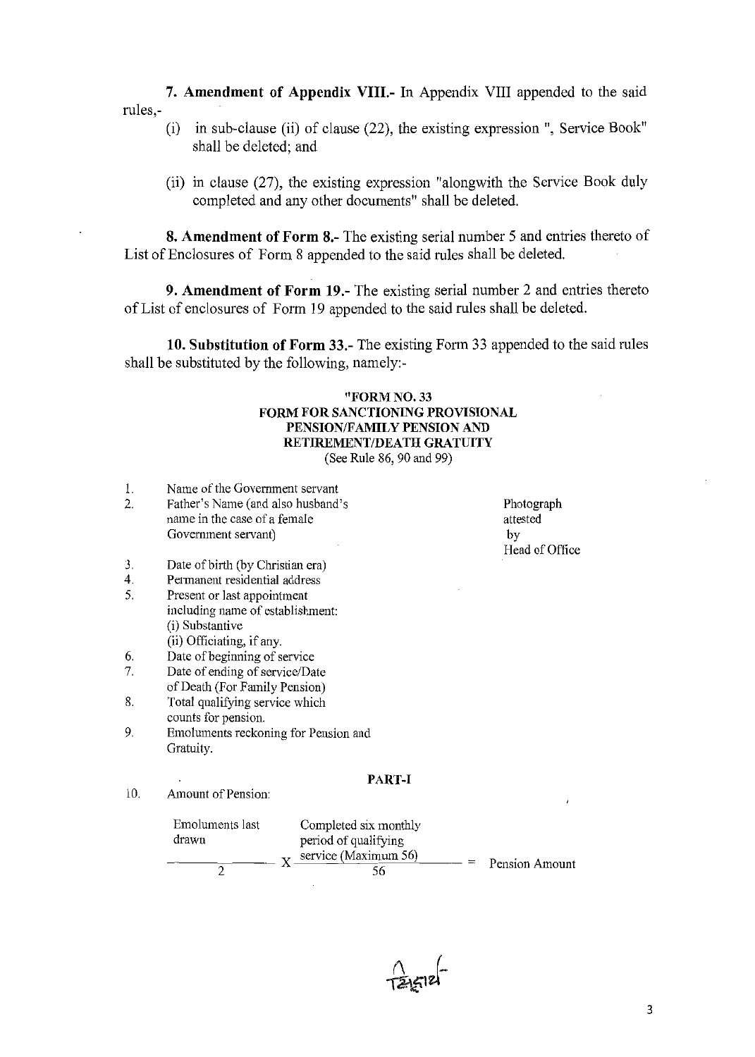**7. Amendment of Appendix VIII.-** In Appendix VIII appended to the said rules,-

(i) in sub-clause (ii) of clause (22), the existing expression ", Service Book" shall be deleted; and

(ii) in clause (27), the existing expression "alongwith the Service Book duly completed and any other documents" shall be deleted.

**8. Amendment of Form 8.-** The existing serial number 5 and entries thereto of List of Enclosures of Form 8 appended to the said rules shall be deleted.

**9. Amendment of Form 19.-** The existing serial number 2 and entries thereto of List of enclosures of Form 19 appended to the said rules shall be deleted.

**10. Substitution of Form 33.-** The existing Form 33 appended to the said rules shall be substituted by the following, namely:-

**"FORM NO. 33**
**FORM FOR SANCTIONING PROVISIONAL PENSION/FAMILY PENSION AND RETIREMENT/DEATH GRATUITY**
(See Rule 86, 90 and 99)

Photograph attested by Head of Office

1. Name of the Government servant
2. Father's Name (and also husband's name in the case of a female Government servant)
3. Date of birth (by Christian era)
4. Permanent residential address
5. Present or last appointment including name of establishment:
   (i) Substantive
   (ii) Officiating, if any.
6. Date of beginning of service
7. Date of ending of service/Date of Death (For Family Pension)
8. Total qualifying service which counts for pension.
9. Emoluments reckoning for Pension and Gratuity.

**PART-I**

10. Amount of Pension:

$$\frac{\text{Emoluments last drawn}}{2} \times \frac{\text{Completed six monthly period of qualifying service (Maximum 56)}}{56} = \text{Pension Amount}$$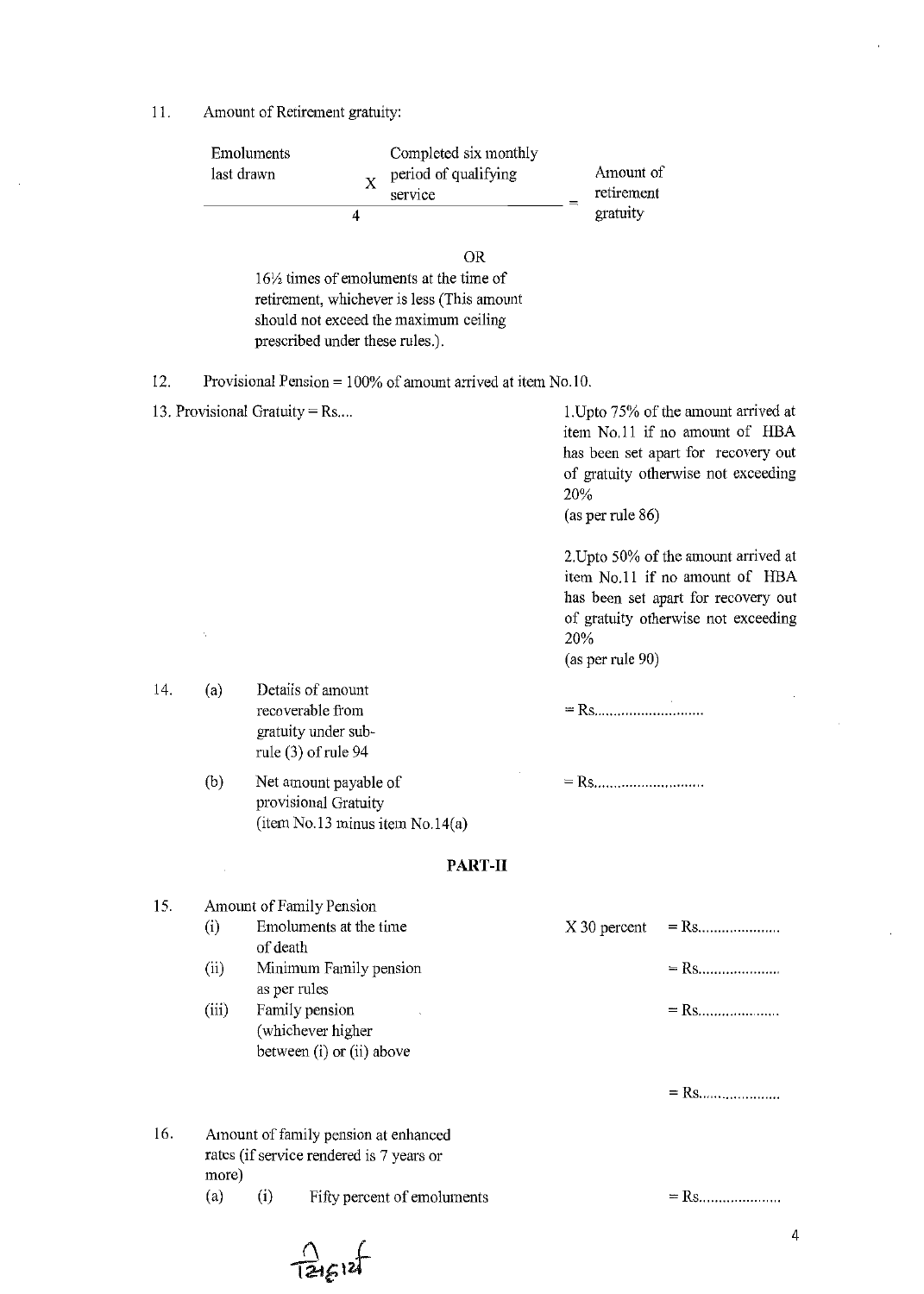11. Amount of Retirement gratuity:

$$\frac{\text{Emoluments last drawn} \times \text{Completed six monthly period of qualifying service}}{4} = \text{Amount of retirement gratuity}$$

OR

16½ times of emoluments at the time of retirement, whichever is less (This amount should not exceed the maximum ceiling prescribed under these rules.).

12. Provisional Pension = 100% of amount arrived at item No.10.

13. Provisional Gratuity = Rs....

1.Upto 75% of the amount arrived at item No.11 if no amount of HBA has been set apart for recovery out of gratuity otherwise not exceeding 20%
(as per rule 86)

2.Upto 50% of the amount arrived at item No.11 if no amount of HBA has been set apart for recovery out of gratuity otherwise not exceeding 20%
(as per rule 90)

14. (a) Details of amount recoverable from gratuity under sub-rule (3) of rule 94 = Rs............................

(b) Net amount payable of provisional Gratuity (item No.13 minus item No.14(a) = Rs............................

## PART-II

15. Amount of Family Pension

| | | | |
|---|---|---|---|
| (i) | Emoluments at the time of death | X 30 percent | = Rs.................... |
| (ii) | Minimum Family pension as per rules | | = Rs.................... |
| (iii) | Family pension (whichever higher between (i) or (ii) above | | = Rs.................... |
| | | | = Rs.................... |

16. Amount of family pension at enhanced rates (if service rendered is 7 years or more)

(a) (i) Fifty percent of emoluments = Rs....................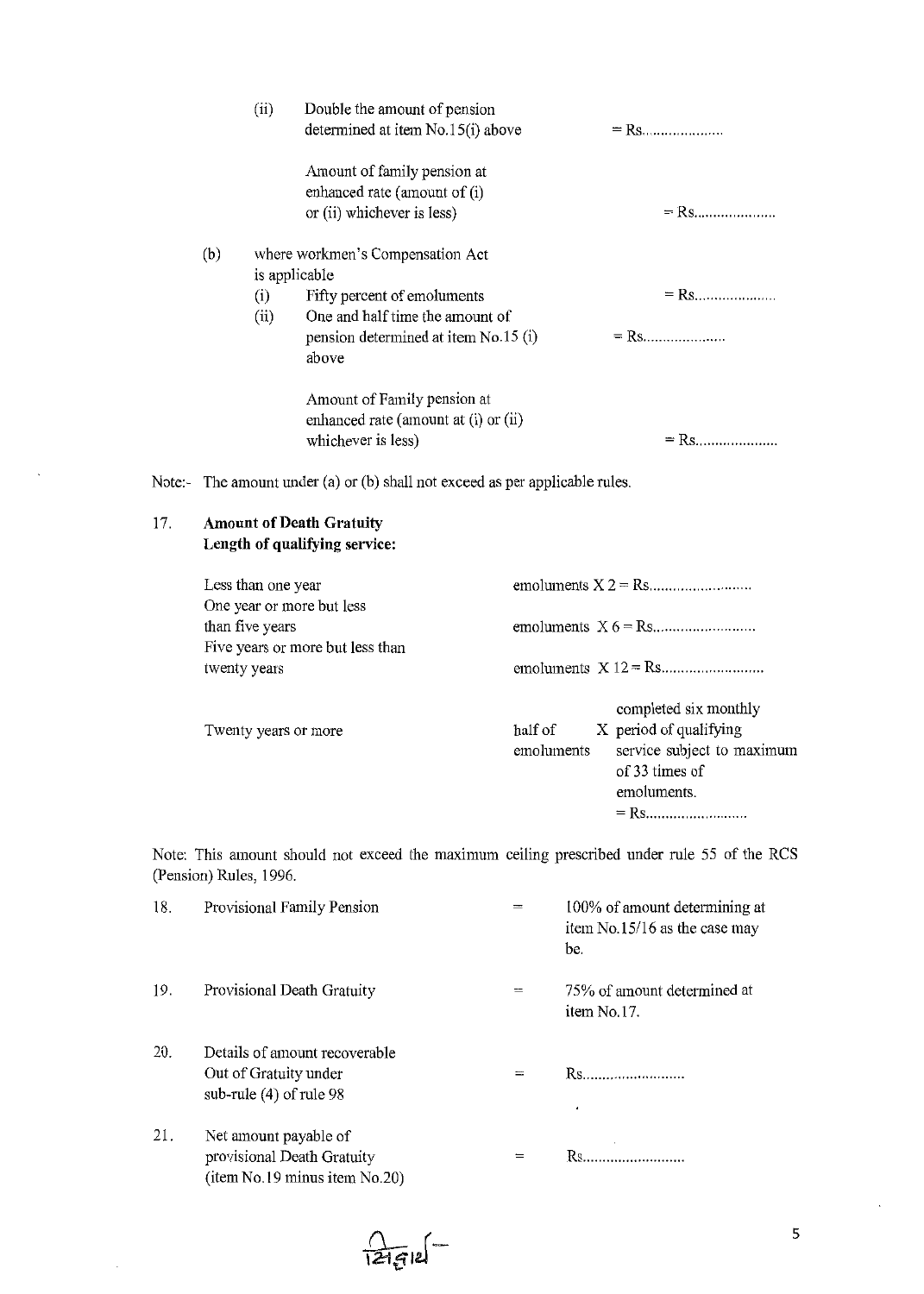(ii) Double the amount of pension determined at item No.15(i) above = Rs.....................

Amount of family pension at enhanced rate (amount of (i) or (ii) whichever is less) = Rs.....................

(b) where workmen's Compensation Act is applicable

(i) Fifty percent of emoluments = Rs.....................

(ii) One and half time the amount of pension determined at item No.15 (i) above = Rs.....................

Amount of Family pension at enhanced rate (amount at (i) or (ii) whichever is less) = Rs.....................

Note:- The amount under (a) or (b) shall not exceed as per applicable rules.

17. **Amount of Death Gratuity**
**Length of qualifying service:**

| Length of qualifying service | Amount |
|---|---|
| Less than one year | emoluments X 2 = Rs.......................... |
| One year or more but less than five years | emoluments X 6 = Rs.......................... |
| Five years or more but less than twenty years | emoluments X 12 = Rs.......................... |
| Twenty years or more | half of emoluments X completed six monthly period of qualifying service subject to maximum of 33 times of emoluments. = Rs.......................... |

Note: This amount should not exceed the maximum ceiling prescribed under rule 55 of the RCS (Pension) Rules, 1996.

18. Provisional Family Pension = 100% of amount determining at item No.15/16 as the case may be.

19. Provisional Death Gratuity = 75% of amount determined at item No.17.

20. Details of amount recoverable Out of Gratuity under sub-rule (4) of rule 98 = Rs..........................

21. Net amount payable of provisional Death Gratuity (item No.19 minus item No.20) = Rs..........................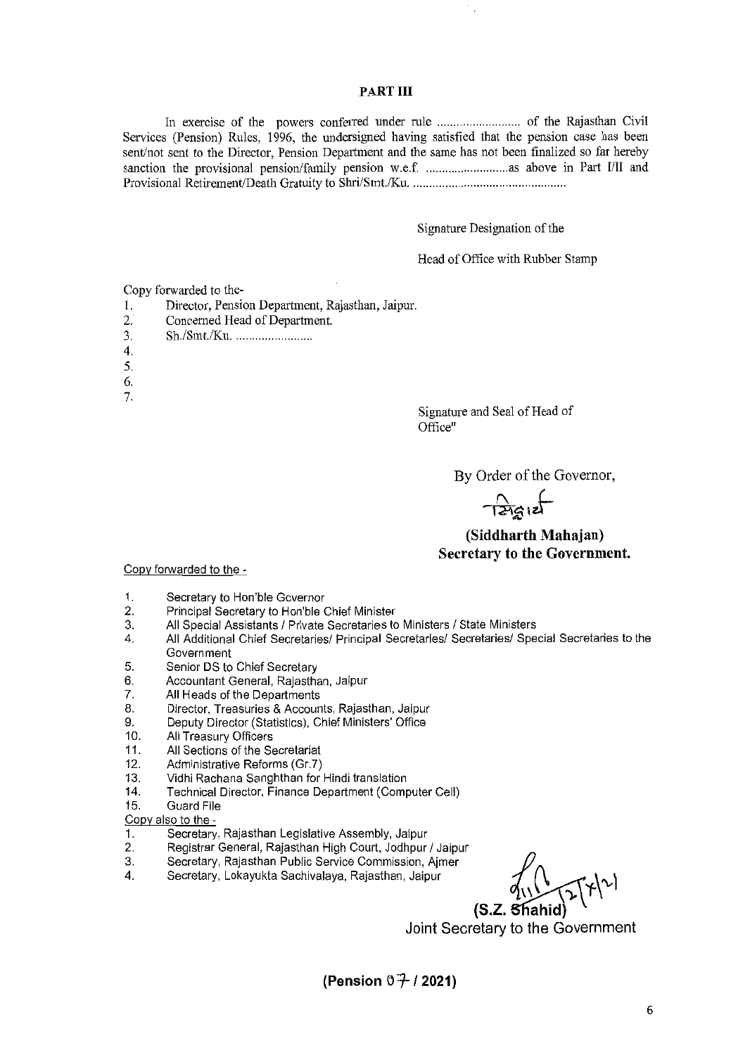## PART III

In exercise of the powers conferred under rule .......................... of the Rajasthan Civil Services (Pension) Rules, 1996, the undersigned having satisfied that the pension case has been sent/not sent to the Director, Pension Department and the same has not been finalized so far hereby sanction the provisional pension/family pension w.e.f. ..........................as above in Part I/II and Provisional Retirement/Death Gratuity to Shri/Smt./Ku. ................................................

Signature Designation of the

Head of Office with Rubber Stamp

Copy forwarded to the-

1. Director, Pension Department, Rajasthan, Jaipur.
2. Concerned Head of Department.
3. Sh./Smt./Ku. ........................
4.
5.
6.
7.

Signature and Seal of Head of Office"

By Order of the Governor,

सिद्धार्थ

**(Siddharth Mahajan)**
**Secretary to the Government.**

Copy forwarded to the -

1. Secretary to Hon'ble Governor
2. Principal Secretary to Hon'ble Chief Minister
3. All Special Assistants / Private Secretaries to Ministers / State Ministers
4. All Additional Chief Secretaries/ Principal Secretaries/ Secretaries/ Special Secretaries to the Government
5. Senior DS to Chief Secretary
6. Accountant General, Rajasthan, Jaipur
7. All Heads of the Departments
8. Director, Treasuries & Accounts, Rajasthan, Jaipur
9. Deputy Director (Statistics), Chief Ministers' Office
10. All Treasury Officers
11. All Sections of the Secretariat
12. Administrative Reforms (Gr.7)
13. Vidhi Rachana Sanghthan for Hindi translation
14. Technical Director, Finance Department (Computer Cell)
15. Guard File

Copy also to the -

1. Secretary, Rajasthan Legislative Assembly, Jaipur
2. Registrar General, Rajasthan High Court, Jodhpur / Jaipur
3. Secretary, Rajasthan Public Service Commission, Ajmer
4. Secretary, Lokayukta Sachivalaya, Rajasthan, Jaipur

**(S.Z. Shahid)**
Joint Secretary to the Government

**(Pension 07 / 2021)**